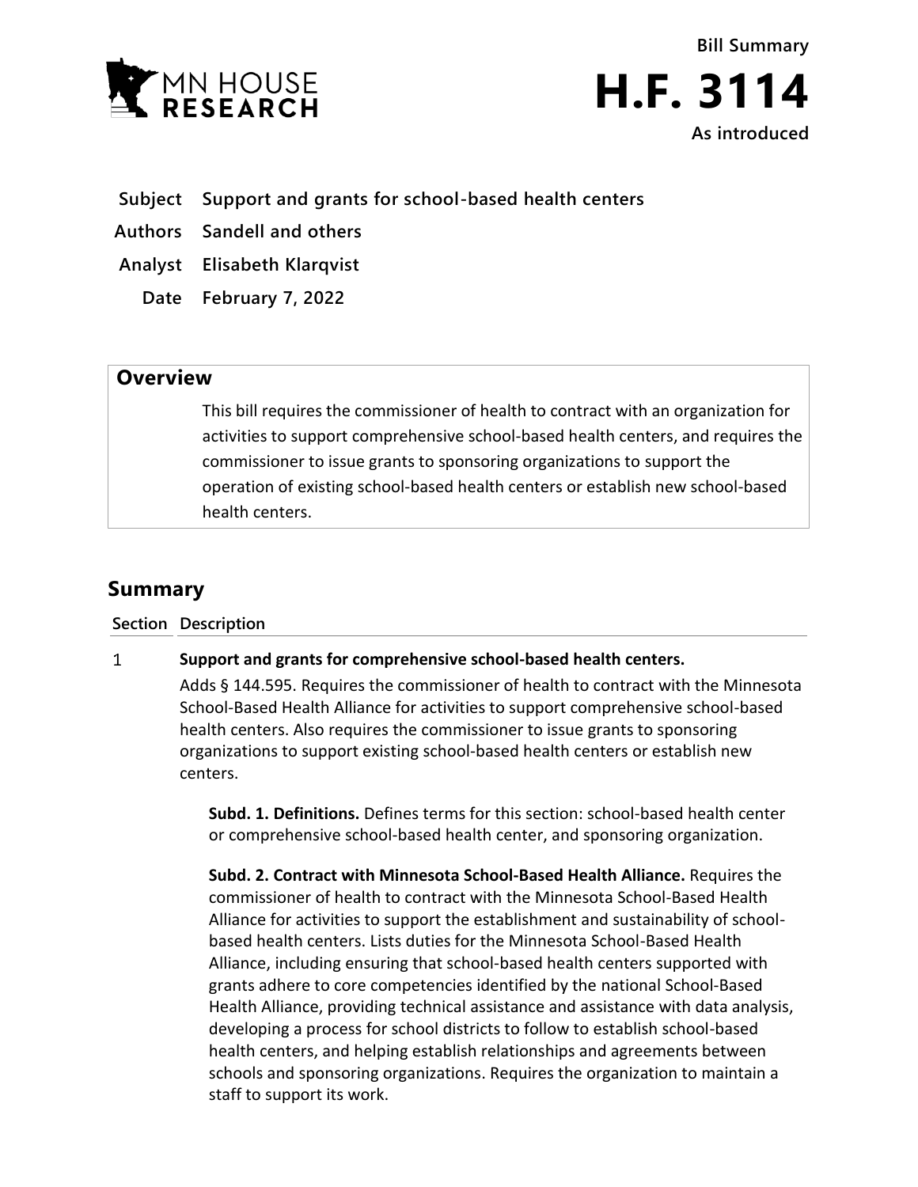Bill Summary

# H.F. 3114

As introduced

**Subject** Support and grants for school-based health centers

**Authors** Sandell and others

**Analyst** Elisabeth Klarqvist

**Date** February 7, 2022

## Overview

This bill requires the commissioner of health to contract with an organization for activities to support comprehensive school-based health centers, and requires the commissioner to issue grants to sponsoring organizations to support the operation of existing school-based health centers or establish new school-based health centers.

## Summary

| Section | Description |
|---|---|
| 1 | **Support and grants for comprehensive school-based health centers.** |

Adds § 144.595. Requires the commissioner of health to contract with the Minnesota School-Based Health Alliance for activities to support comprehensive school-based health centers. Also requires the commissioner to issue grants to sponsoring organizations to support existing school-based health centers or establish new centers.

**Subd. 1. Definitions.** Defines terms for this section: school-based health center or comprehensive school-based health center, and sponsoring organization.

**Subd. 2. Contract with Minnesota School-Based Health Alliance.** Requires the commissioner of health to contract with the Minnesota School-Based Health Alliance for activities to support the establishment and sustainability of school-based health centers. Lists duties for the Minnesota School-Based Health Alliance, including ensuring that school-based health centers supported with grants adhere to core competencies identified by the national School-Based Health Alliance, providing technical assistance and assistance with data analysis, developing a process for school districts to follow to establish school-based health centers, and helping establish relationships and agreements between schools and sponsoring organizations. Requires the organization to maintain a staff to support its work.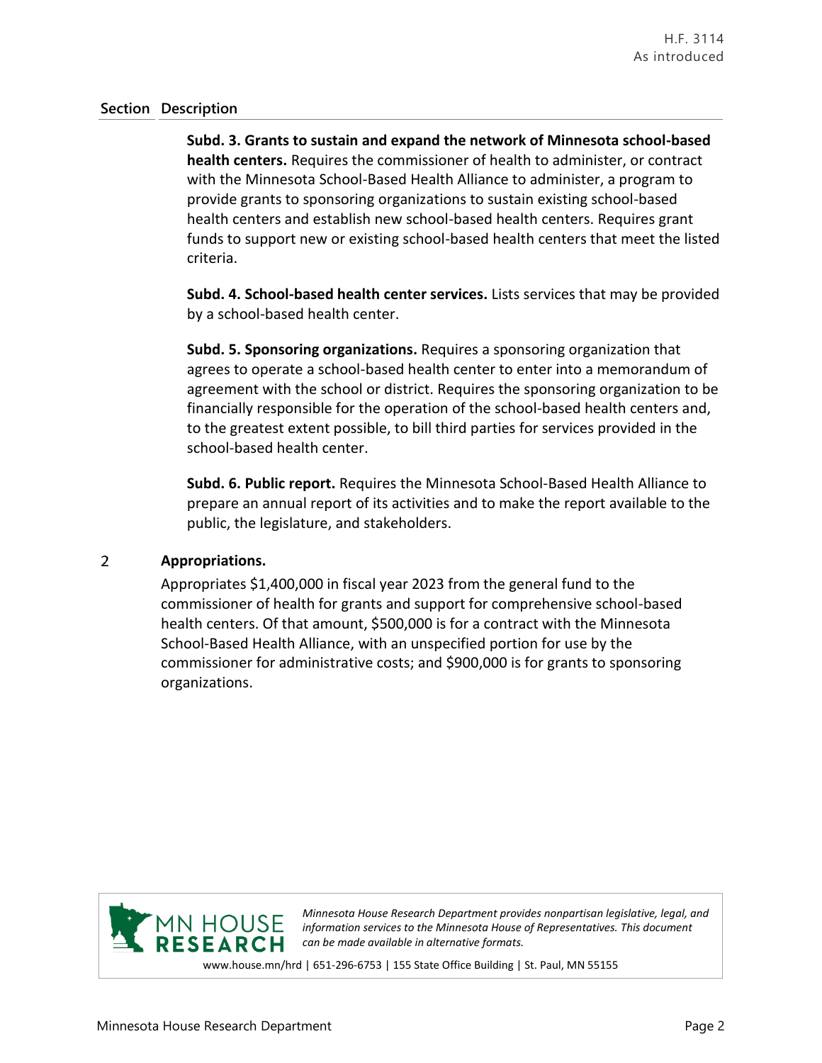| Section | Description |
|---|---|
| | **Subd. 3. Grants to sustain and expand the network of Minnesota school-based health centers.** Requires the commissioner of health to administer, or contract with the Minnesota School-Based Health Alliance to administer, a program to provide grants to sponsoring organizations to sustain existing school-based health centers and establish new school-based health centers. Requires grant funds to support new or existing school-based health centers that meet the listed criteria. |
| | **Subd. 4. School-based health center services.** Lists services that may be provided by a school-based health center. |
| | **Subd. 5. Sponsoring organizations.** Requires a sponsoring organization that agrees to operate a school-based health center to enter into a memorandum of agreement with the school or district. Requires the sponsoring organization to be financially responsible for the operation of the school-based health centers and, to the greatest extent possible, to bill third parties for services provided in the school-based health center. |
| | **Subd. 6. Public report.** Requires the Minnesota School-Based Health Alliance to prepare an annual report of its activities and to make the report available to the public, the legislature, and stakeholders. |
| 2 | **Appropriations.** Appropriates $1,400,000 in fiscal year 2023 from the general fund to the commissioner of health for grants and support for comprehensive school-based health centers. Of that amount, $500,000 is for a contract with the Minnesota School-Based Health Alliance, with an unspecified portion for use by the commissioner for administrative costs; and $900,000 is for grants to sponsoring organizations. |

MN HOUSE RESEARCH

*Minnesota House Research Department provides nonpartisan legislative, legal, and information services to the Minnesota House of Representatives. This document can be made available in alternative formats.*

www.house.mn/hrd | 651-296-6753 | 155 State Office Building | St. Paul, MN 55155